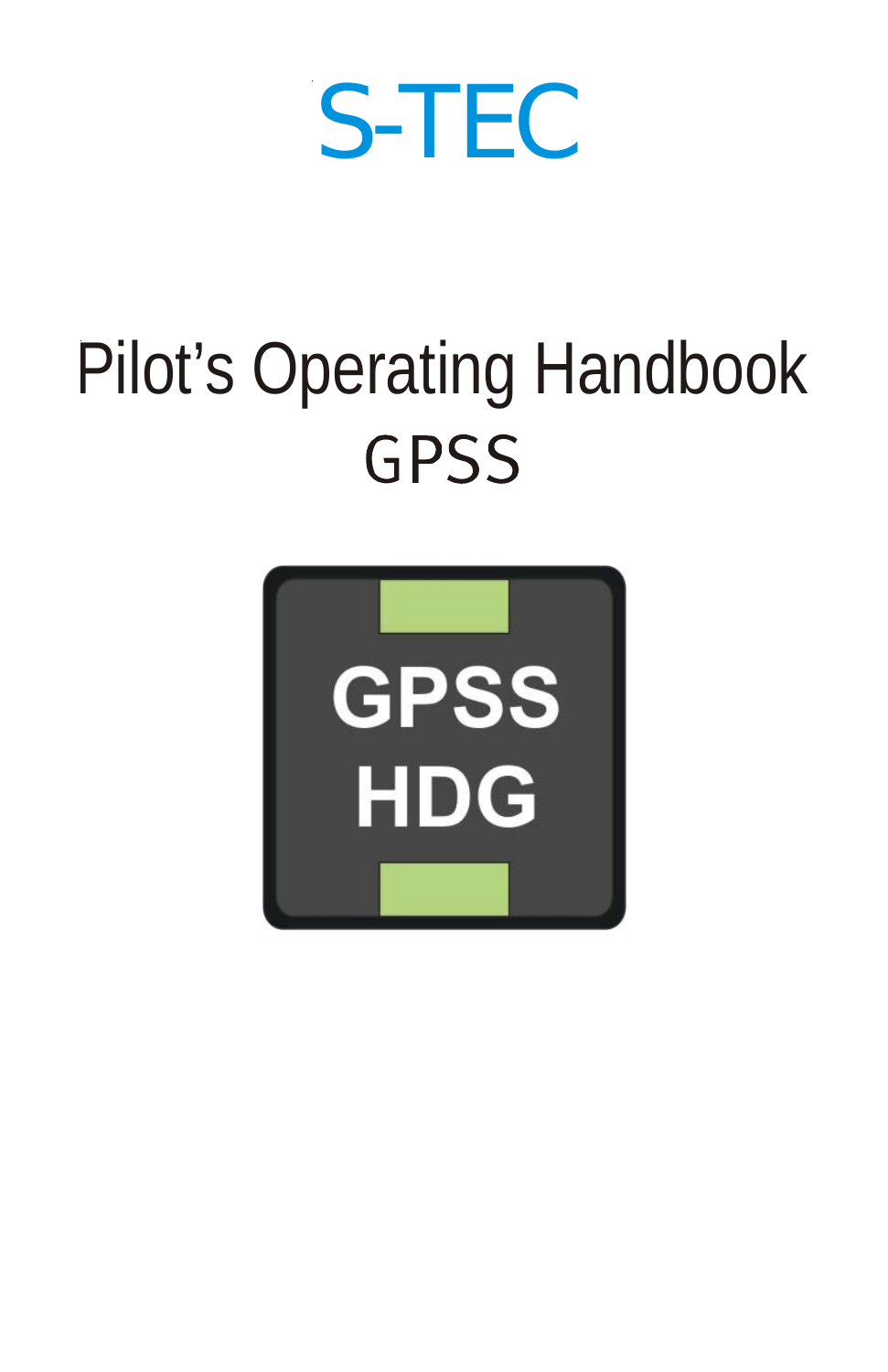# S-TEC

# Pilot's Operating Handbook

## GPSS

GPSS
HDG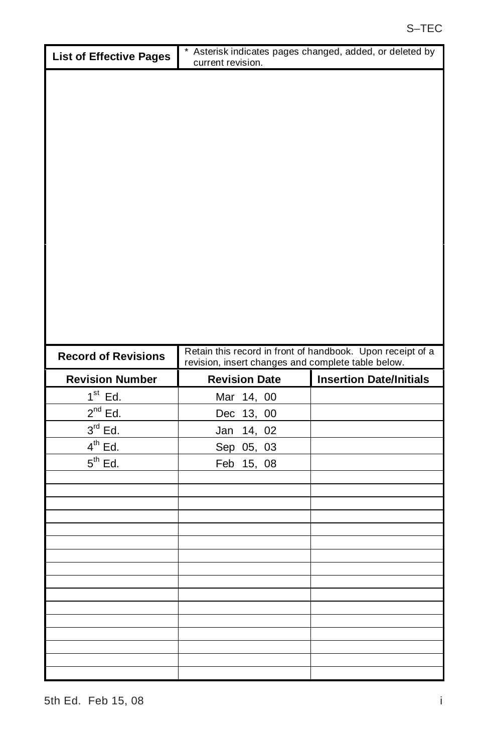| List of Effective Pages | * Asterisk indicates pages changed, added, or deleted by current revision. |
|---|---|

| Record of Revisions | Retain this record in front of handbook. Upon receipt of a revision, insert changes and complete table below. |
|---|---|

| Revision Number | Revision Date | Insertion Date/Initials |
|---|---|---|
| 1st Ed. | Mar 14, 00 | |
| 2nd Ed. | Dec 13, 00 | |
| 3rd Ed. | Jan 14, 02 | |
| 4th Ed. | Sep 05, 03 | |
| 5th Ed. | Feb 15, 08 | |
| | | |
| | | |
| | | |
| | | |
| | | |
| | | |
| | | |
| | | |
| | | |
| | | |
| | | |
| | | |
| | | |
| | | |
| | | |
| | | |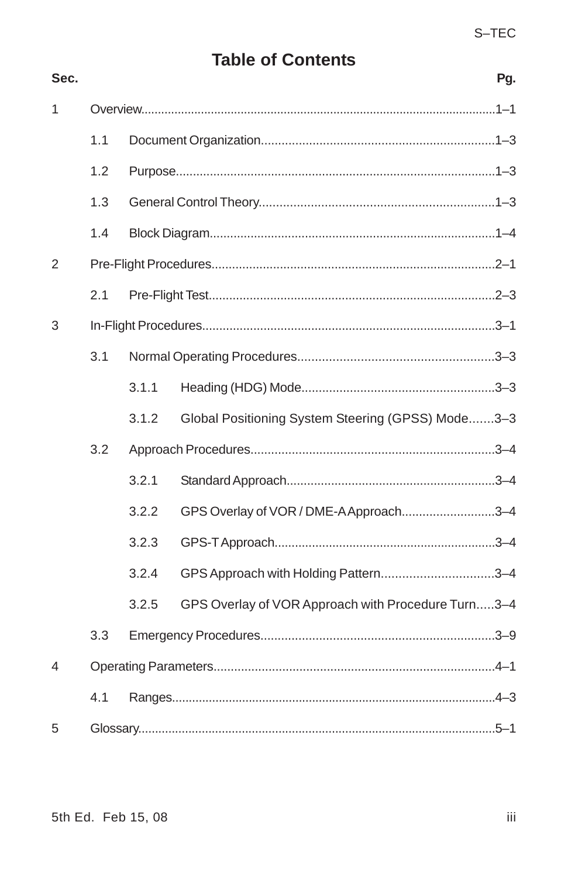# Table of Contents

| Sec. | | | Pg. |
|---|---|---|---|
| 1 | Overview | | 1–1 |
| | 1.1 | Document Organization | 1–3 |
| | 1.2 | Purpose | 1–3 |
| | 1.3 | General Control Theory | 1–3 |
| | 1.4 | Block Diagram | 1–4 |
| 2 | Pre-Flight Procedures | | 2–1 |
| | 2.1 | Pre-Flight Test | 2–3 |
| 3 | In-Flight Procedures | | 3–1 |
| | 3.1 | Normal Operating Procedures | 3–3 |
| | | 3.1.1 Heading (HDG) Mode | 3–3 |
| | | 3.1.2 Global Positioning System Steering (GPSS) Mode | 3–3 |
| | 3.2 | Approach Procedures | 3–4 |
| | | 3.2.1 Standard Approach | 3–4 |
| | | 3.2.2 GPS Overlay of VOR / DME-A Approach | 3–4 |
| | | 3.2.3 GPS-T Approach | 3–4 |
| | | 3.2.4 GPS Approach with Holding Pattern | 3–4 |
| | | 3.2.5 GPS Overlay of VOR Approach with Procedure Turn | 3–4 |
| | 3.3 | Emergency Procedures | 3–9 |
| 4 | Operating Parameters | | 4–1 |
| | 4.1 | Ranges | 4–3 |
| 5 | Glossary | | 5–1 |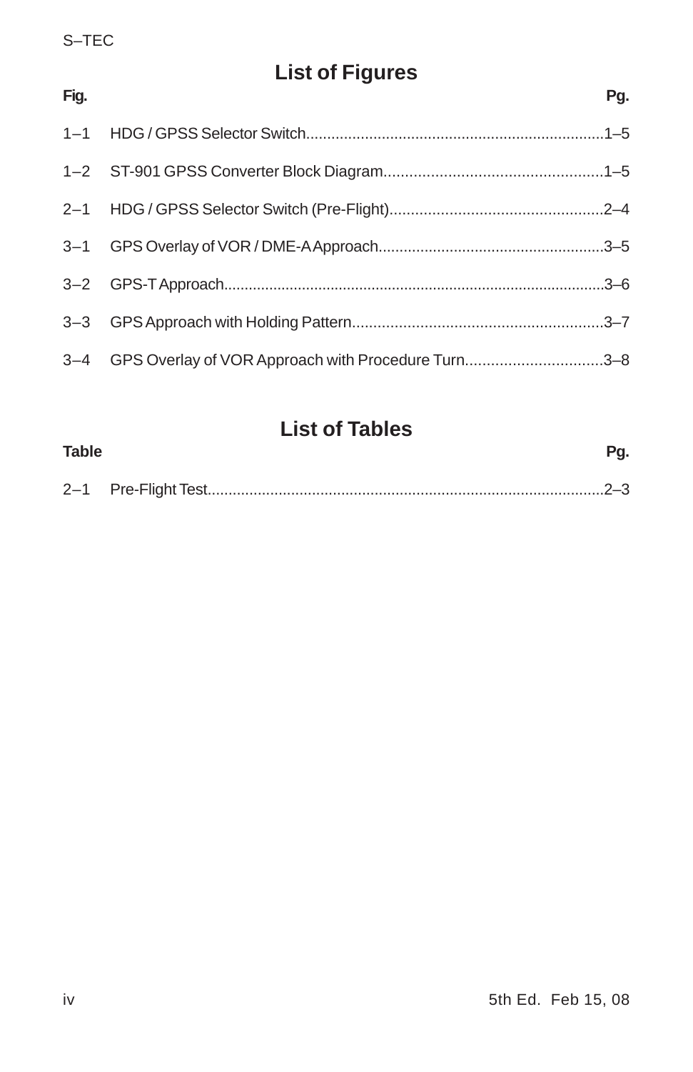## List of Figures

| Fig. | | Pg. |
|---|---|---|
| 1–1 | HDG / GPSS Selector Switch | 1–5 |
| 1–2 | ST-901 GPSS Converter Block Diagram | 1–5 |
| 2–1 | HDG / GPSS Selector Switch (Pre-Flight) | 2–4 |
| 3–1 | GPS Overlay of VOR / DME-A Approach | 3–5 |
| 3–2 | GPS-T Approach | 3–6 |
| 3–3 | GPS Approach with Holding Pattern | 3–7 |
| 3–4 | GPS Overlay of VOR Approach with Procedure Turn | 3–8 |

## List of Tables

| Table | | Pg. |
|---|---|---|
| 2–1 | Pre-Flight Test | 2–3 |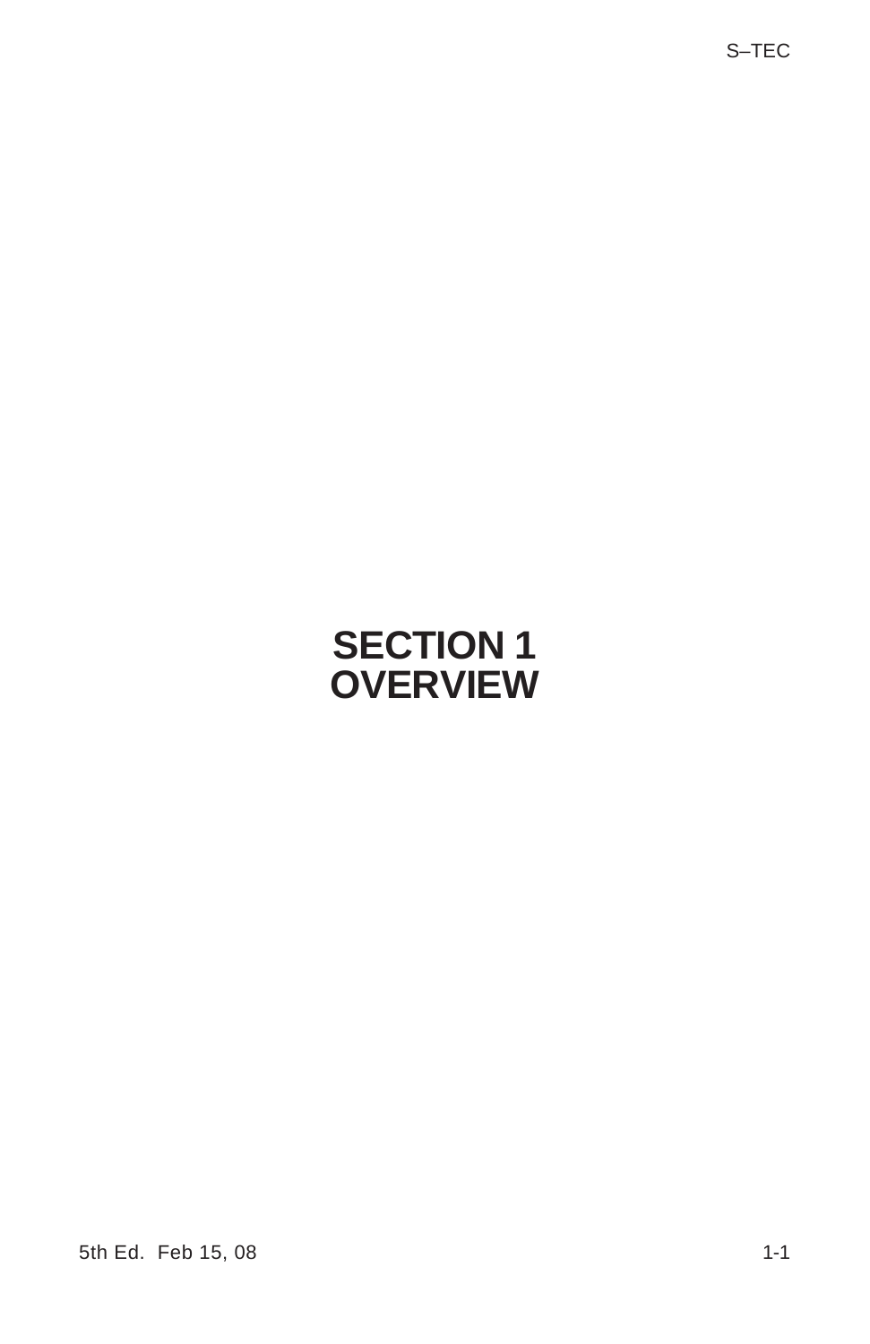# SECTION 1
# OVERVIEW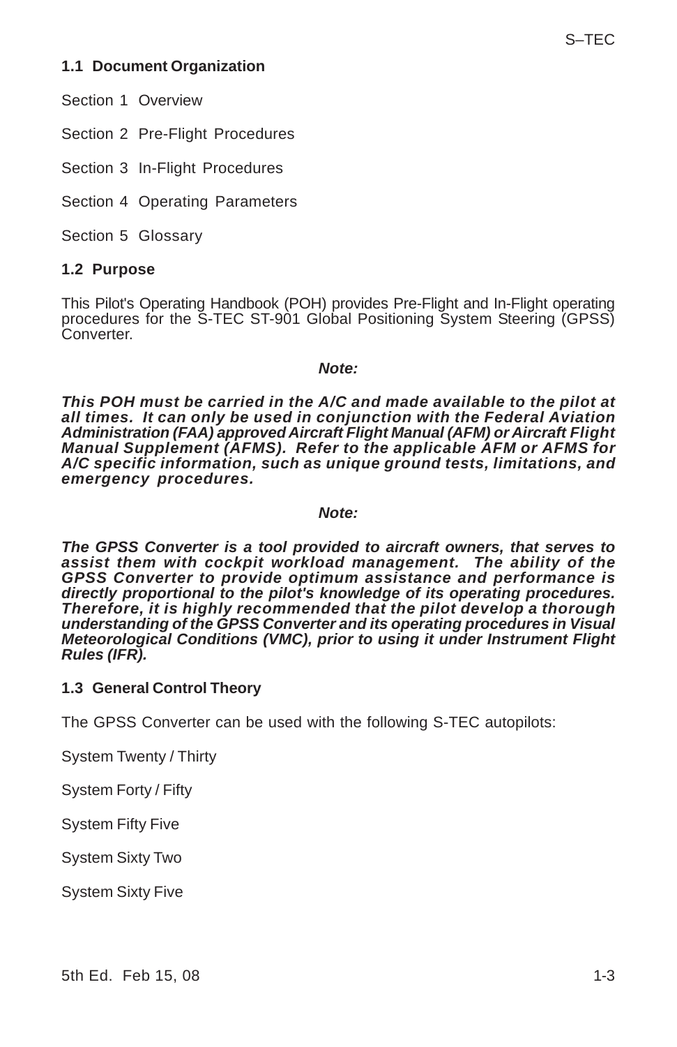### 1.1 Document Organization

Section 1 Overview

Section 2 Pre-Flight Procedures

Section 3 In-Flight Procedures

Section 4 Operating Parameters

Section 5 Glossary

### 1.2 Purpose

This Pilot's Operating Handbook (POH) provides Pre-Flight and In-Flight operating procedures for the S-TEC ST-901 Global Positioning System Steering (GPSS) Converter.

***Note:***

***This POH must be carried in the A/C and made available to the pilot at all times. It can only be used in conjunction with the Federal Aviation Administration (FAA) approved Aircraft Flight Manual (AFM) or Aircraft Flight Manual Supplement (AFMS). Refer to the applicable AFM or AFMS for A/C specific information, such as unique ground tests, limitations, and emergency procedures.***

***Note:***

***The GPSS Converter is a tool provided to aircraft owners, that serves to assist them with cockpit workload management. The ability of the GPSS Converter to provide optimum assistance and performance is directly proportional to the pilot's knowledge of its operating procedures. Therefore, it is highly recommended that the pilot develop a thorough understanding of the GPSS Converter and its operating procedures in Visual Meteorological Conditions (VMC), prior to using it under Instrument Flight Rules (IFR).***

### 1.3 General Control Theory

The GPSS Converter can be used with the following S-TEC autopilots:

System Twenty / Thirty

System Forty / Fifty

System Fifty Five

System Sixty Two

System Sixty Five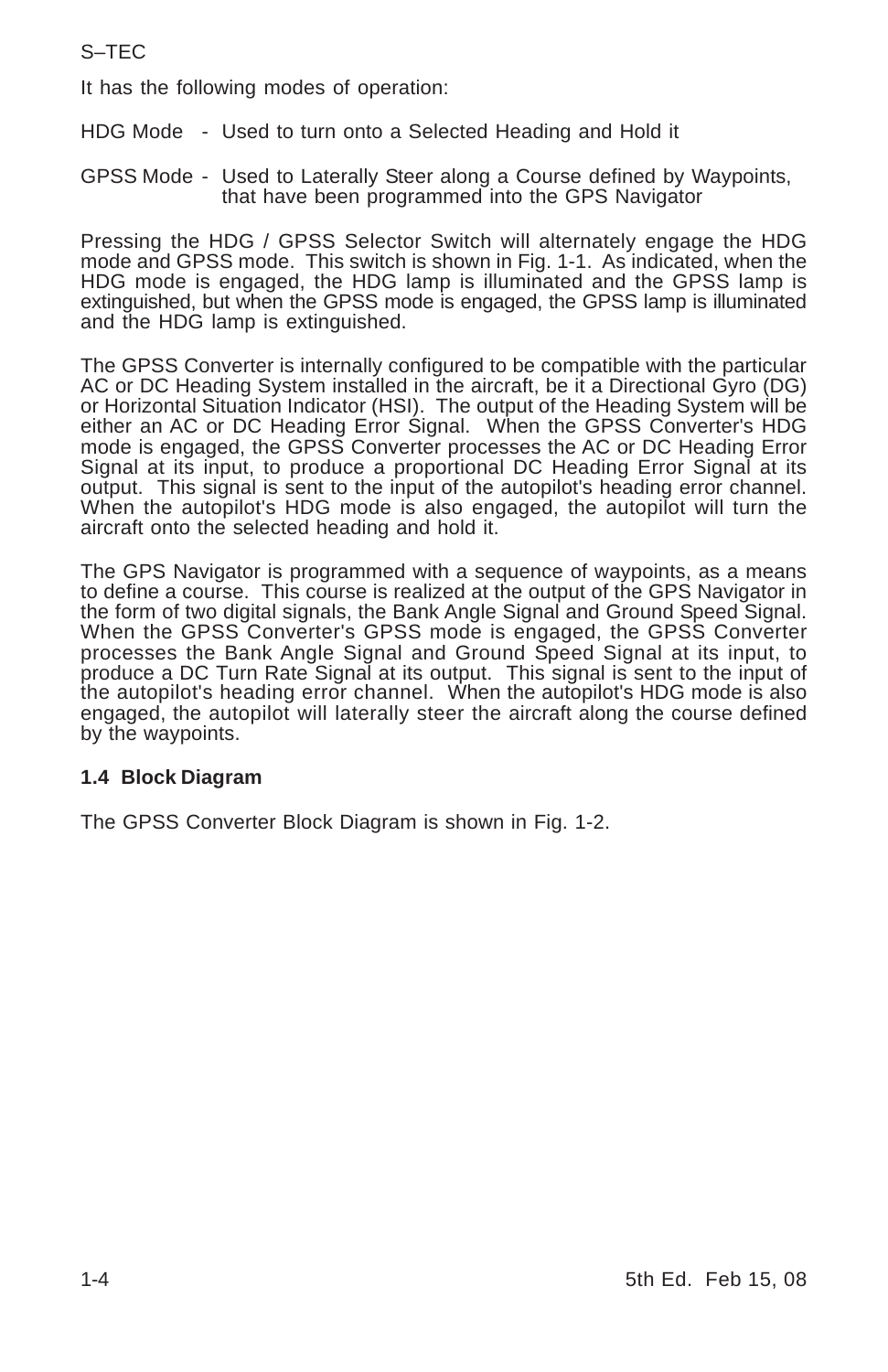It has the following modes of operation:

HDG Mode - Used to turn onto a Selected Heading and Hold it

GPSS Mode - Used to Laterally Steer along a Course defined by Waypoints, that have been programmed into the GPS Navigator

Pressing the HDG / GPSS Selector Switch will alternately engage the HDG mode and GPSS mode. This switch is shown in Fig. 1-1. As indicated, when the HDG mode is engaged, the HDG lamp is illuminated and the GPSS lamp is extinguished, but when the GPSS mode is engaged, the GPSS lamp is illuminated and the HDG lamp is extinguished.

The GPSS Converter is internally configured to be compatible with the particular AC or DC Heading System installed in the aircraft, be it a Directional Gyro (DG) or Horizontal Situation Indicator (HSI). The output of the Heading System will be either an AC or DC Heading Error Signal. When the GPSS Converter's HDG mode is engaged, the GPSS Converter processes the AC or DC Heading Error Signal at its input, to produce a proportional DC Heading Error Signal at its output. This signal is sent to the input of the autopilot's heading error channel. When the autopilot's HDG mode is also engaged, the autopilot will turn the aircraft onto the selected heading and hold it.

The GPS Navigator is programmed with a sequence of waypoints, as a means to define a course. This course is realized at the output of the GPS Navigator in the form of two digital signals, the Bank Angle Signal and Ground Speed Signal. When the GPSS Converter's GPSS mode is engaged, the GPSS Converter processes the Bank Angle Signal and Ground Speed Signal at its input, to produce a DC Turn Rate Signal at its output. This signal is sent to the input of the autopilot's heading error channel. When the autopilot's HDG mode is also engaged, the autopilot will laterally steer the aircraft along the course defined by the waypoints.

### 1.4 Block Diagram

The GPSS Converter Block Diagram is shown in Fig. 1-2.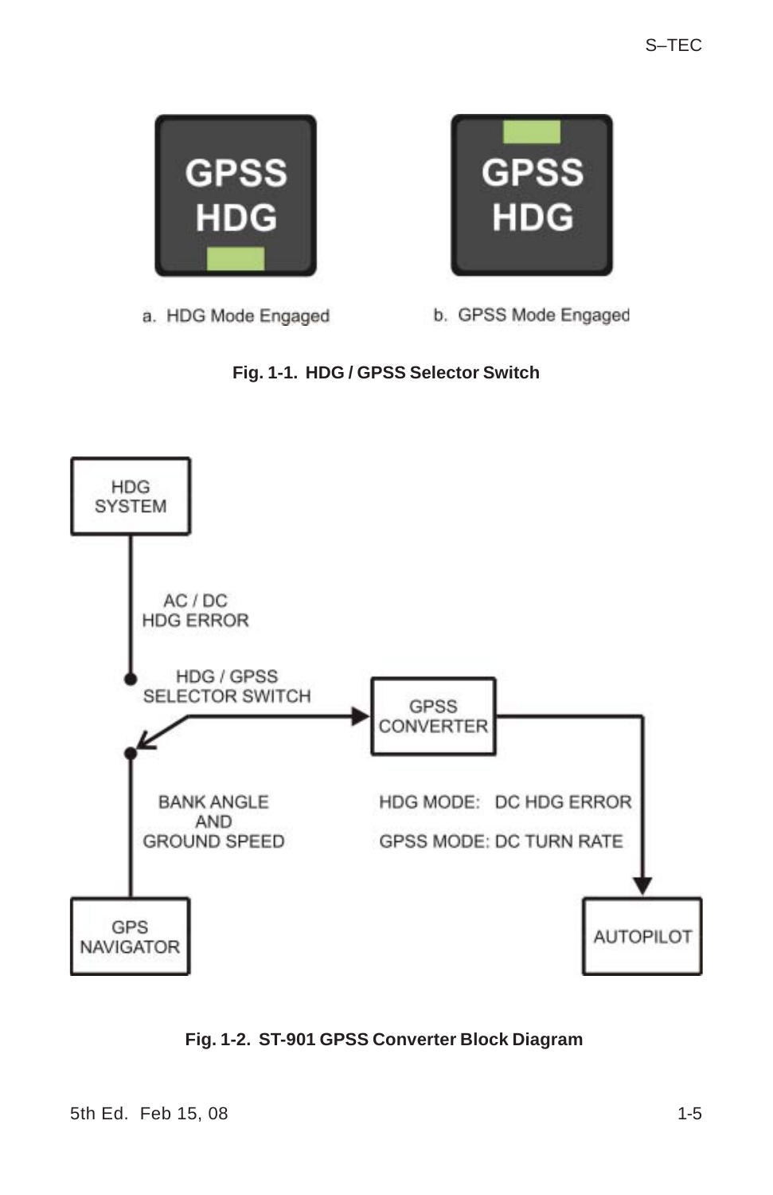GPSS HDG

a. HDG Mode Engaged

GPSS HDG

b. GPSS Mode Engaged

**Fig. 1-1. HDG / GPSS Selector Switch**

HDG SYSTEM

AC / DC HDG ERROR

HDG / GPSS SELECTOR SWITCH

GPSS CONVERTER

BANK ANGLE AND GROUND SPEED

HDG MODE: DC HDG ERROR

GPSS MODE: DC TURN RATE

GPS NAVIGATOR

AUTOPILOT

**Fig. 1-2. ST-901 GPSS Converter Block Diagram**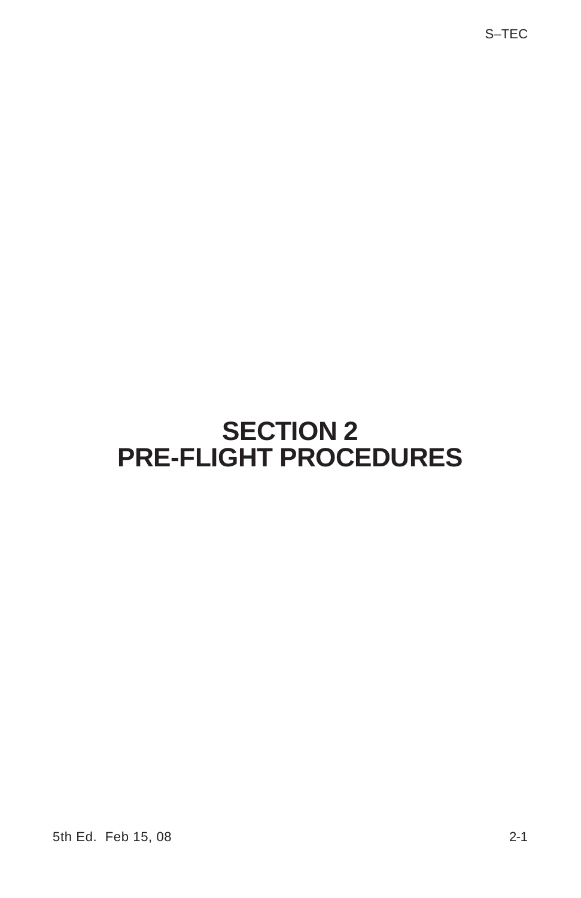# SECTION 2
# PRE-FLIGHT PROCEDURES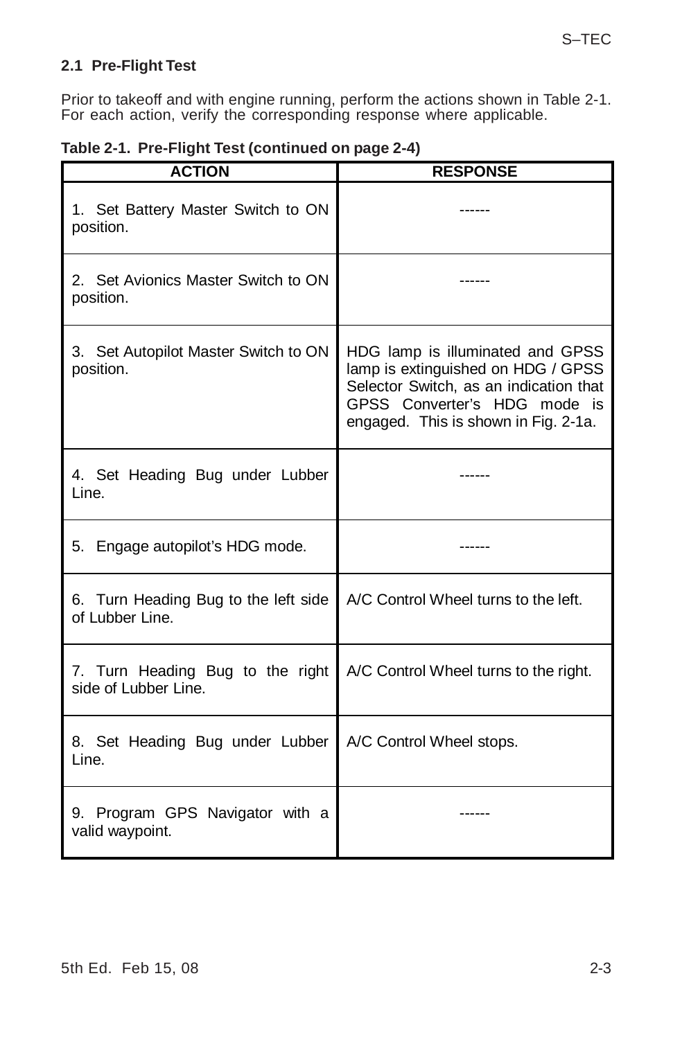### 2.1 Pre-Flight Test

Prior to takeoff and with engine running, perform the actions shown in Table 2-1. For each action, verify the corresponding response where applicable.

**Table 2-1. Pre-Flight Test (continued on page 2-4)**

| ACTION | RESPONSE |
|---|---|
| 1. Set Battery Master Switch to ON position. | ------ |
| 2. Set Avionics Master Switch to ON position. | ------ |
| 3. Set Autopilot Master Switch to ON position. | HDG lamp is illuminated and GPSS lamp is extinguished on HDG / GPSS Selector Switch, as an indication that GPSS Converter's HDG mode is engaged. This is shown in Fig. 2-1a. |
| 4. Set Heading Bug under Lubber Line. | ------ |
| 5. Engage autopilot's HDG mode. | ------ |
| 6. Turn Heading Bug to the left side of Lubber Line. | A/C Control Wheel turns to the left. |
| 7. Turn Heading Bug to the right side of Lubber Line. | A/C Control Wheel turns to the right. |
| 8. Set Heading Bug under Lubber Line. | A/C Control Wheel stops. |
| 9. Program GPS Navigator with a valid waypoint. | ------ |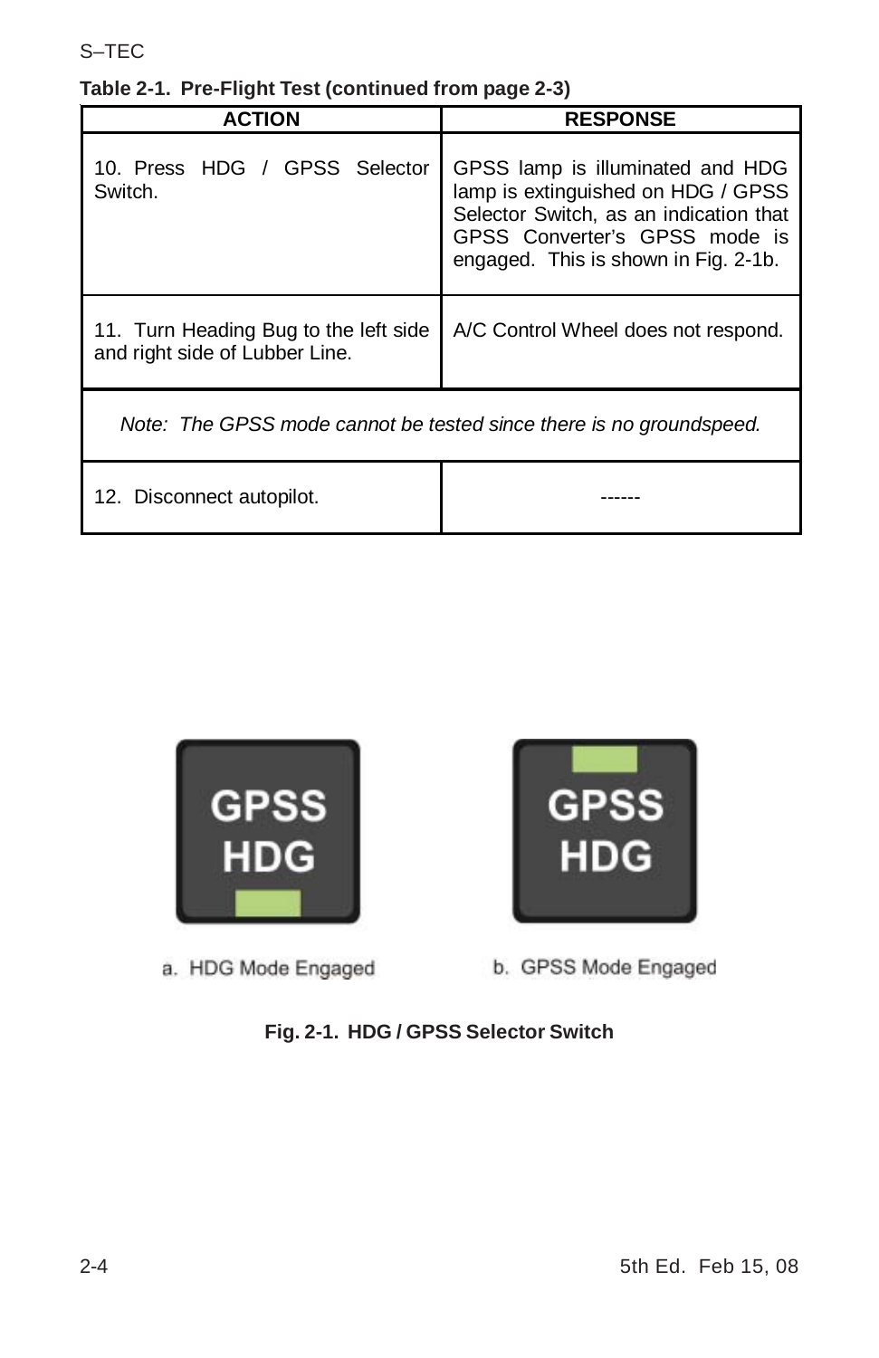**Table 2-1. Pre-Flight Test (continued from page 2-3)**

| ACTION | RESPONSE |
|---|---|
| 10. Press HDG / GPSS Selector Switch. | GPSS lamp is illuminated and HDG lamp is extinguished on HDG / GPSS Selector Switch, as an indication that GPSS Converter's GPSS mode is engaged. This is shown in Fig. 2-1b. |
| 11. Turn Heading Bug to the left side and right side of Lubber Line. | A/C Control Wheel does not respond. |
| *Note: The GPSS mode cannot be tested since there is no groundspeed.* | |
| 12. Disconnect autopilot. | ------ |

a. HDG Mode Engaged

b. GPSS Mode Engaged

**Fig. 2-1. HDG / GPSS Selector Switch**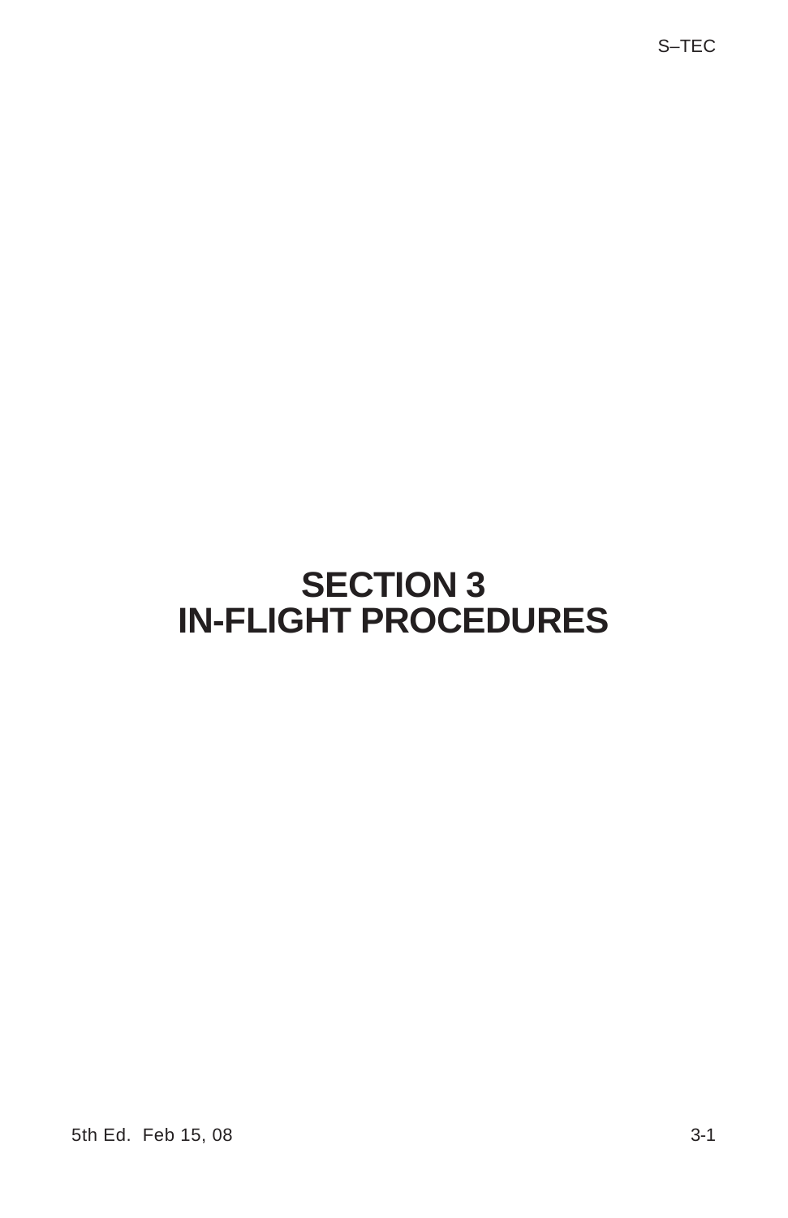# SECTION 3
# IN-FLIGHT PROCEDURES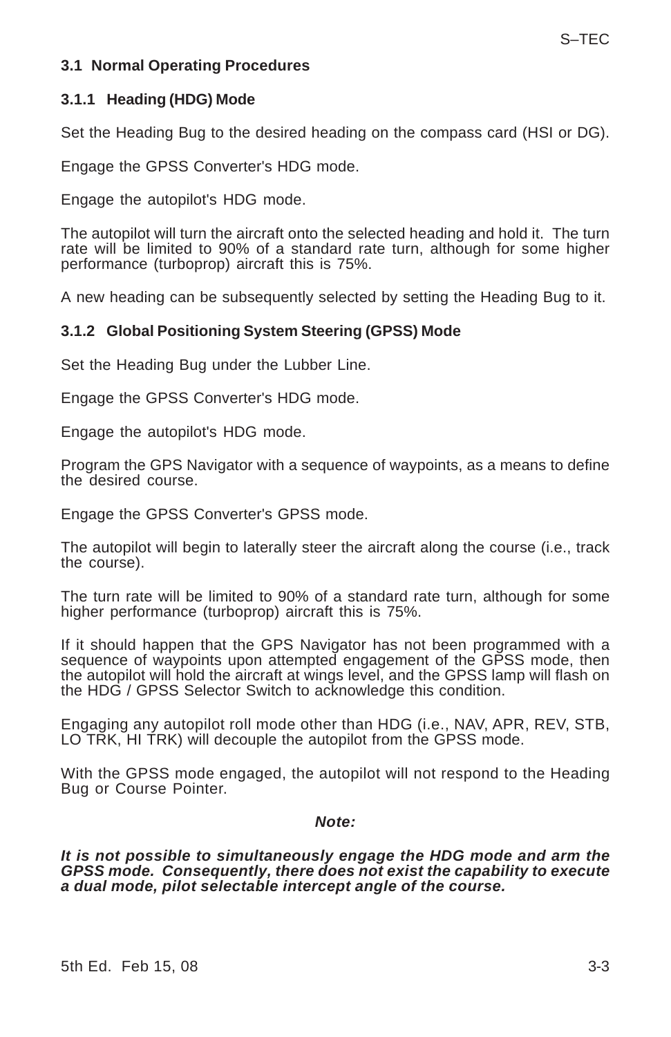### 3.1 Normal Operating Procedures

#### 3.1.1 Heading (HDG) Mode

Set the Heading Bug to the desired heading on the compass card (HSI or DG).

Engage the GPSS Converter's HDG mode.

Engage the autopilot's HDG mode.

The autopilot will turn the aircraft onto the selected heading and hold it. The turn rate will be limited to 90% of a standard rate turn, although for some higher performance (turboprop) aircraft this is 75%.

A new heading can be subsequently selected by setting the Heading Bug to it.

#### 3.1.2 Global Positioning System Steering (GPSS) Mode

Set the Heading Bug under the Lubber Line.

Engage the GPSS Converter's HDG mode.

Engage the autopilot's HDG mode.

Program the GPS Navigator with a sequence of waypoints, as a means to define the desired course.

Engage the GPSS Converter's GPSS mode.

The autopilot will begin to laterally steer the aircraft along the course (i.e., track the course).

The turn rate will be limited to 90% of a standard rate turn, although for some higher performance (turboprop) aircraft this is 75%.

If it should happen that the GPS Navigator has not been programmed with a sequence of waypoints upon attempted engagement of the GPSS mode, then the autopilot will hold the aircraft at wings level, and the GPSS lamp will flash on the HDG / GPSS Selector Switch to acknowledge this condition.

Engaging any autopilot roll mode other than HDG (i.e., NAV, APR, REV, STB, LO TRK, HI TRK) will decouple the autopilot from the GPSS mode.

With the GPSS mode engaged, the autopilot will not respond to the Heading Bug or Course Pointer.

***Note:***

***It is not possible to simultaneously engage the HDG mode and arm the GPSS mode. Consequently, there does not exist the capability to execute a dual mode, pilot selectable intercept angle of the course.***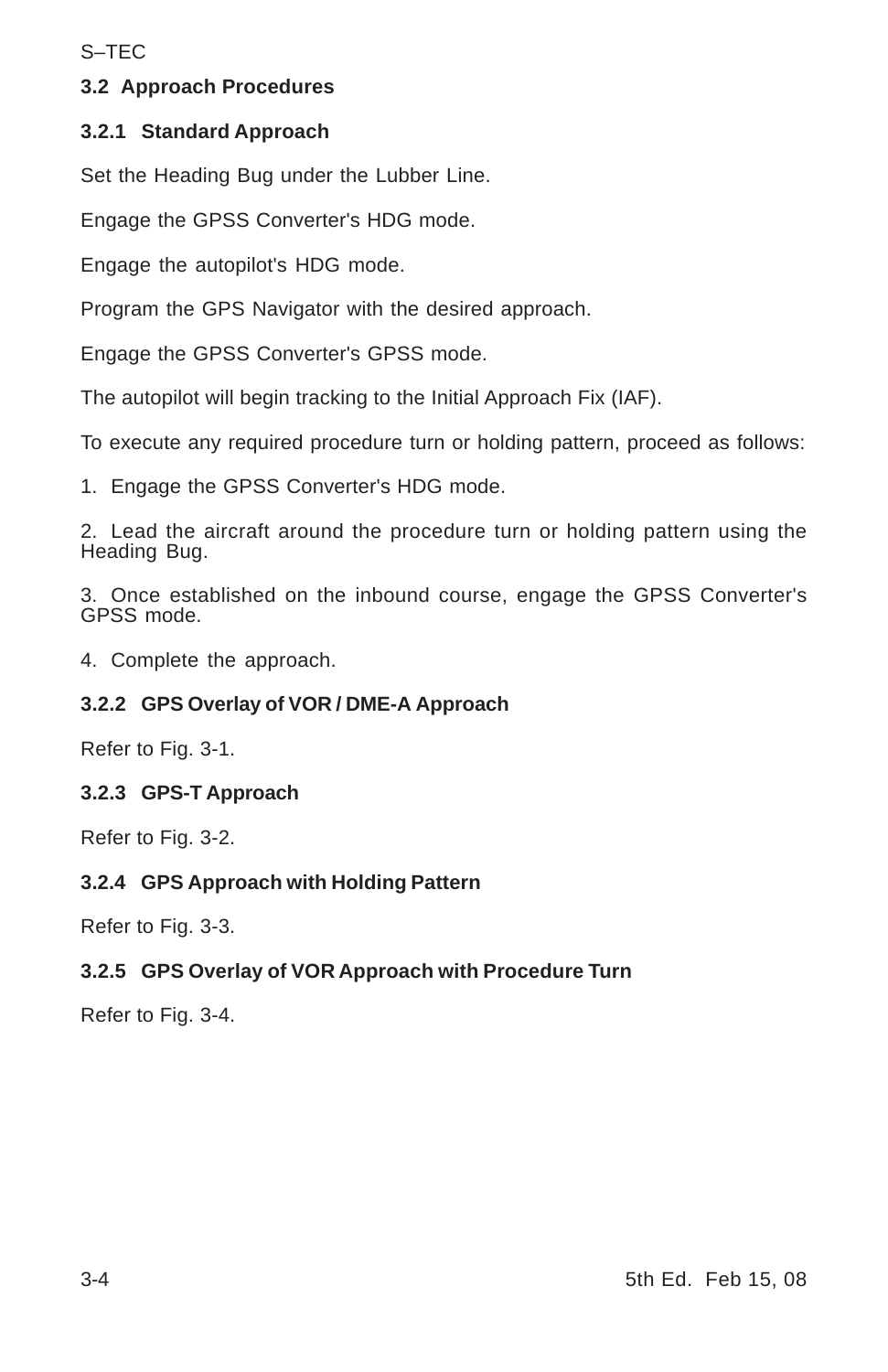## 3.2 Approach Procedures

### 3.2.1 Standard Approach

Set the Heading Bug under the Lubber Line.

Engage the GPSS Converter's HDG mode.

Engage the autopilot's HDG mode.

Program the GPS Navigator with the desired approach.

Engage the GPSS Converter's GPSS mode.

The autopilot will begin tracking to the Initial Approach Fix (IAF).

To execute any required procedure turn or holding pattern, proceed as follows:

1. Engage the GPSS Converter's HDG mode.
2. Lead the aircraft around the procedure turn or holding pattern using the Heading Bug.
3. Once established on the inbound course, engage the GPSS Converter's GPSS mode.
4. Complete the approach.

### 3.2.2 GPS Overlay of VOR / DME-A Approach

Refer to Fig. 3-1.

### 3.2.3 GPS-T Approach

Refer to Fig. 3-2.

### 3.2.4 GPS Approach with Holding Pattern

Refer to Fig. 3-3.

### 3.2.5 GPS Overlay of VOR Approach with Procedure Turn

Refer to Fig. 3-4.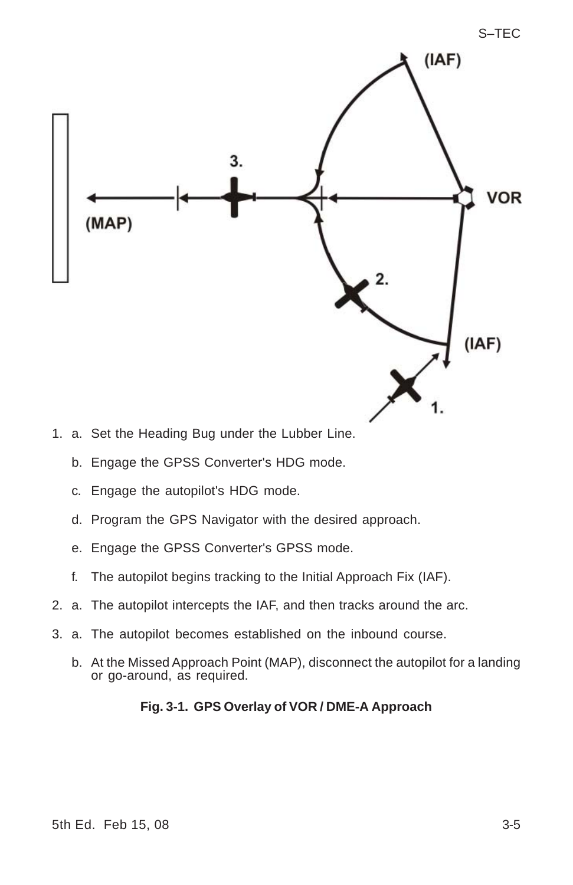1. a. Set the Heading Bug under the Lubber Line.

   b. Engage the GPSS Converter's HDG mode.

   c. Engage the autopilot's HDG mode.

   d. Program the GPS Navigator with the desired approach.

   e. Engage the GPSS Converter's GPSS mode.

   f. The autopilot begins tracking to the Initial Approach Fix (IAF).

2. a. The autopilot intercepts the IAF, and then tracks around the arc.

3. a. The autopilot becomes established on the inbound course.

   b. At the Missed Approach Point (MAP), disconnect the autopilot for a landing or go-around, as required.

**Fig. 3-1. GPS Overlay of VOR / DME-A Approach**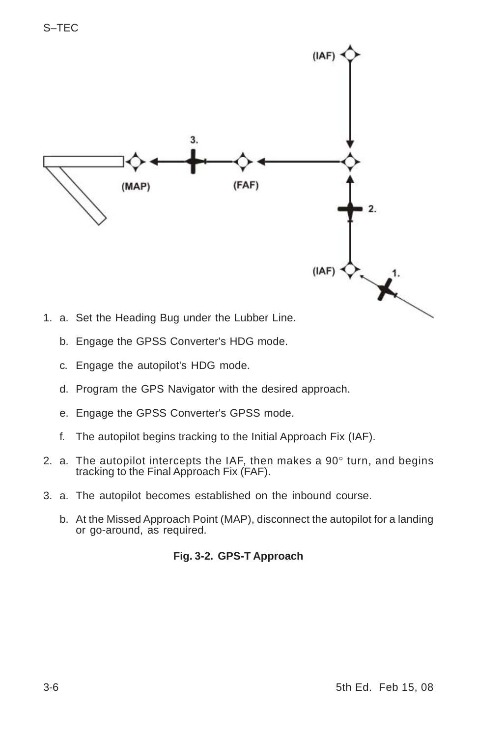1. a. Set the Heading Bug under the Lubber Line.

   b. Engage the GPSS Converter's HDG mode.

   c. Engage the autopilot's HDG mode.

   d. Program the GPS Navigator with the desired approach.

   e. Engage the GPSS Converter's GPSS mode.

   f. The autopilot begins tracking to the Initial Approach Fix (IAF).

2. a. The autopilot intercepts the IAF, then makes a 90° turn, and begins tracking to the Final Approach Fix (FAF).

3. a. The autopilot becomes established on the inbound course.

   b. At the Missed Approach Point (MAP), disconnect the autopilot for a landing or go-around, as required.

**Fig. 3-2. GPS-T Approach**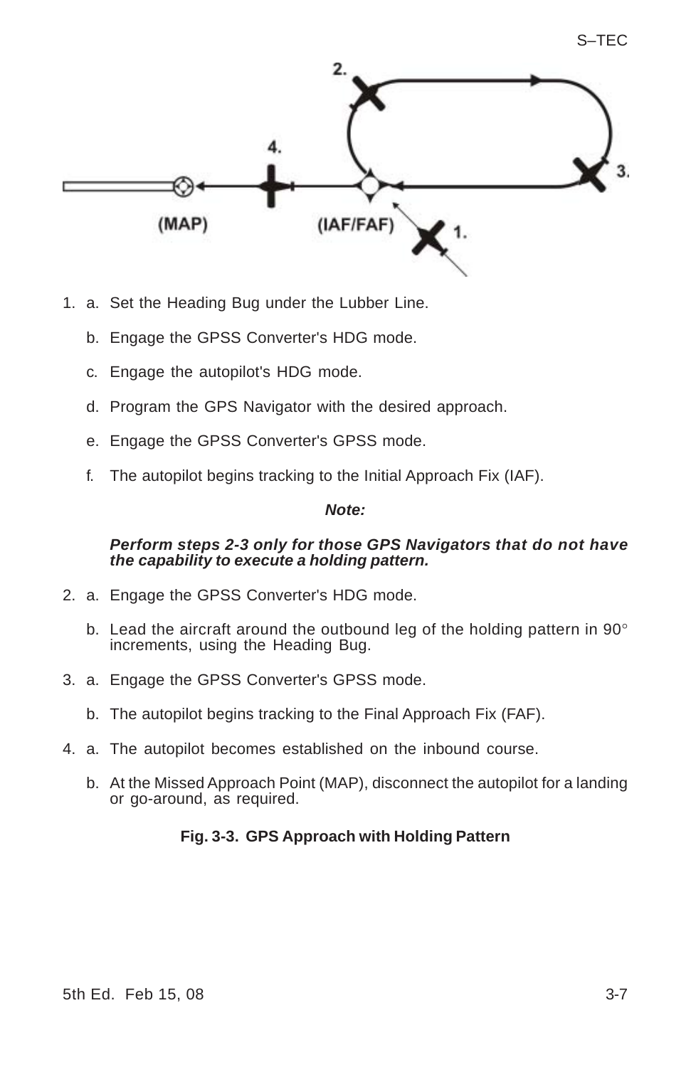1. a. Set the Heading Bug under the Lubber Line.

   b. Engage the GPSS Converter's HDG mode.

   c. Engage the autopilot's HDG mode.

   d. Program the GPS Navigator with the desired approach.

   e. Engage the GPSS Converter's GPSS mode.

   f. The autopilot begins tracking to the Initial Approach Fix (IAF).

***Note:***

***Perform steps 2-3 only for those GPS Navigators that do not have the capability to execute a holding pattern.***

2. a. Engage the GPSS Converter's HDG mode.

   b. Lead the aircraft around the outbound leg of the holding pattern in 90° increments, using the Heading Bug.

3. a. Engage the GPSS Converter's GPSS mode.

   b. The autopilot begins tracking to the Final Approach Fix (FAF).

4. a. The autopilot becomes established on the inbound course.

   b. At the Missed Approach Point (MAP), disconnect the autopilot for a landing or go-around, as required.

**Fig. 3-3. GPS Approach with Holding Pattern**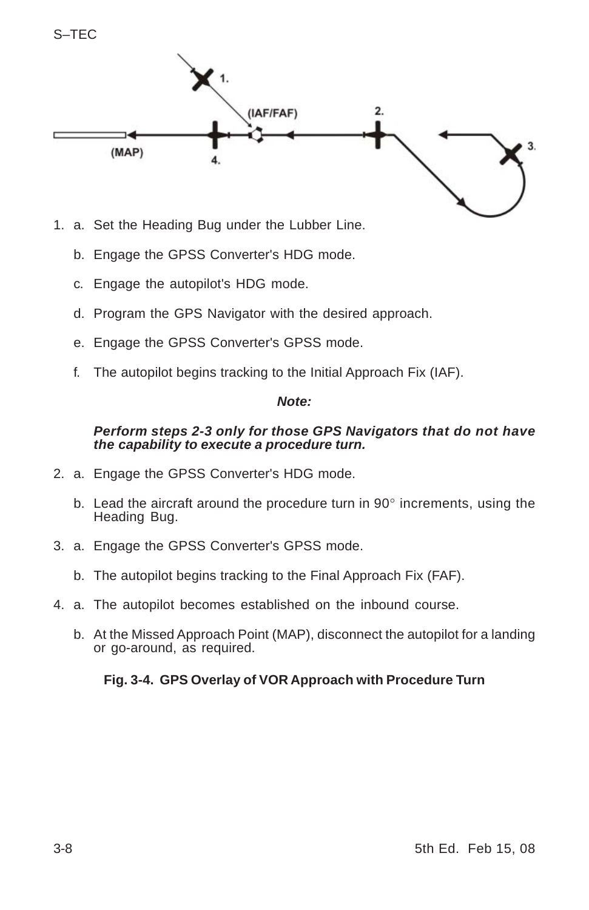1. a. Set the Heading Bug under the Lubber Line.

   b. Engage the GPSS Converter's HDG mode.

   c. Engage the autopilot's HDG mode.

   d. Program the GPS Navigator with the desired approach.

   e. Engage the GPSS Converter's GPSS mode.

   f. The autopilot begins tracking to the Initial Approach Fix (IAF).

**_Note:_**

**_Perform steps 2-3 only for those GPS Navigators that do not have the capability to execute a procedure turn._**

2. a. Engage the GPSS Converter's HDG mode.

   b. Lead the aircraft around the procedure turn in 90° increments, using the Heading Bug.

3. a. Engage the GPSS Converter's GPSS mode.

   b. The autopilot begins tracking to the Final Approach Fix (FAF).

4. a. The autopilot becomes established on the inbound course.

   b. At the Missed Approach Point (MAP), disconnect the autopilot for a landing or go-around, as required.

**Fig. 3-4. GPS Overlay of VOR Approach with Procedure Turn**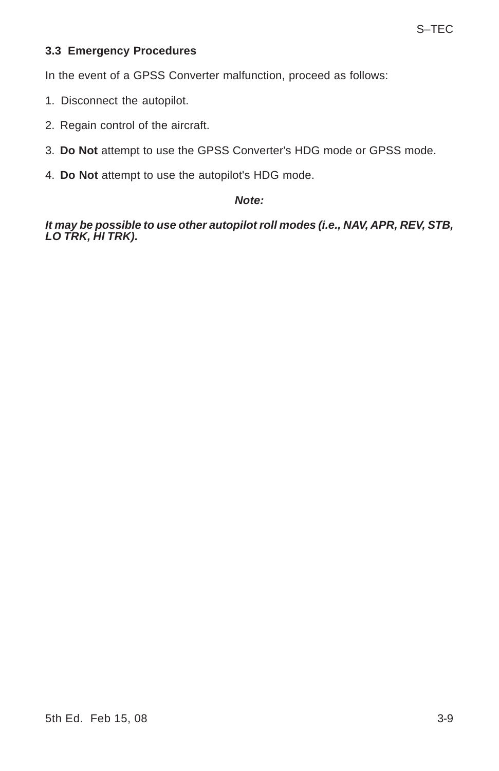### 3.3 Emergency Procedures

In the event of a GPSS Converter malfunction, proceed as follows:

1. Disconnect the autopilot.
2. Regain control of the aircraft.
3. **Do Not** attempt to use the GPSS Converter's HDG mode or GPSS mode.
4. **Do Not** attempt to use the autopilot's HDG mode.

***Note:***

***It may be possible to use other autopilot roll modes (i.e., NAV, APR, REV, STB, LO TRK, HI TRK).***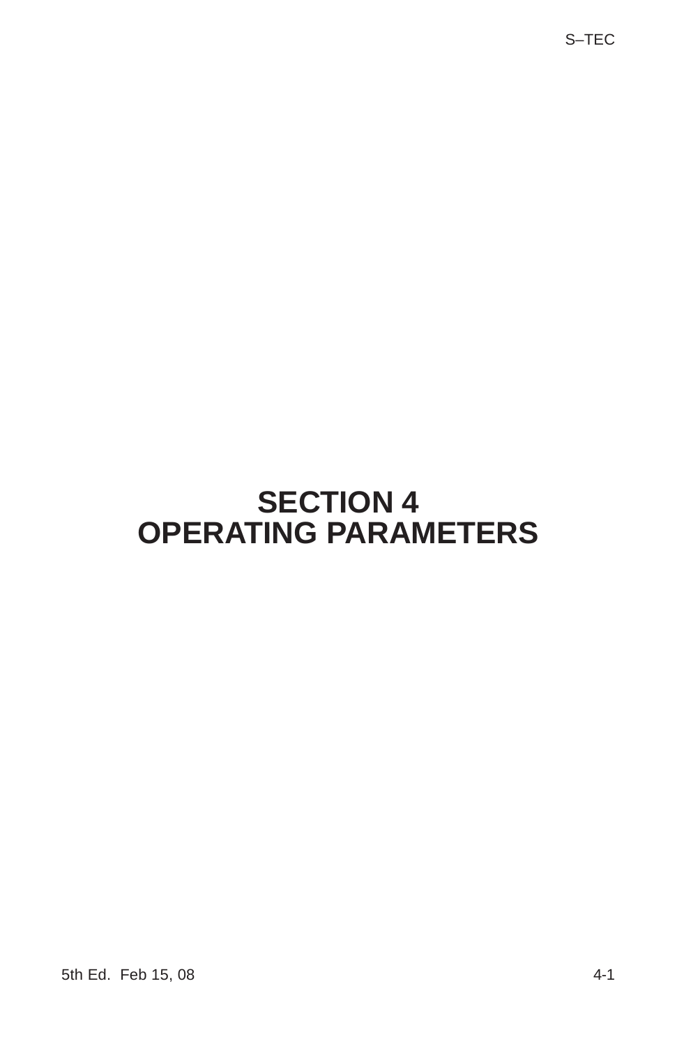# SECTION 4
# OPERATING PARAMETERS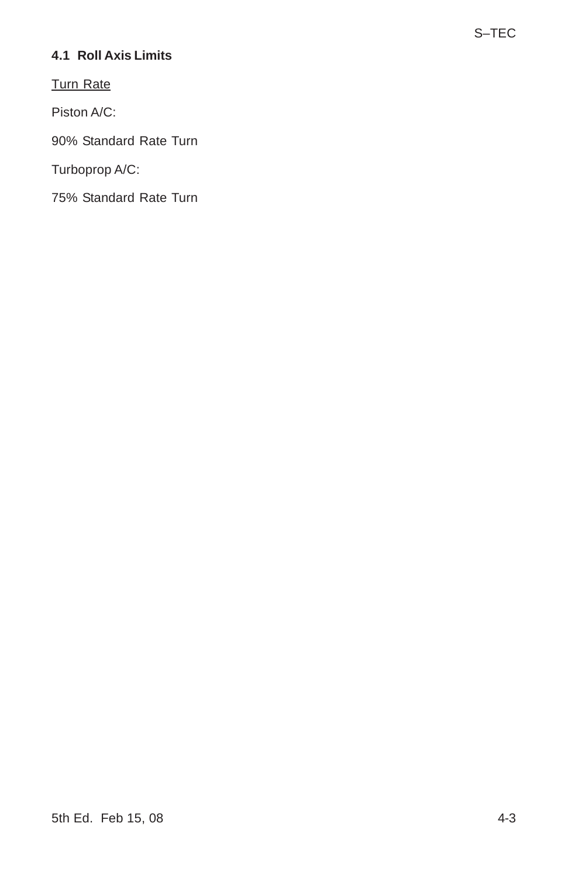### 4.1 Roll Axis Limits

Turn Rate

Piston A/C:

90% Standard Rate Turn

Turboprop A/C:

75% Standard Rate Turn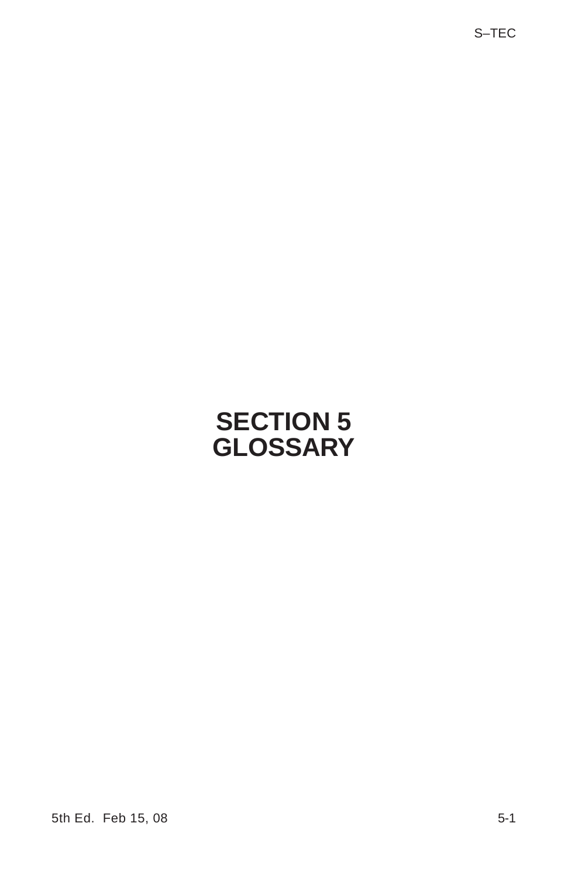# SECTION 5
# GLOSSARY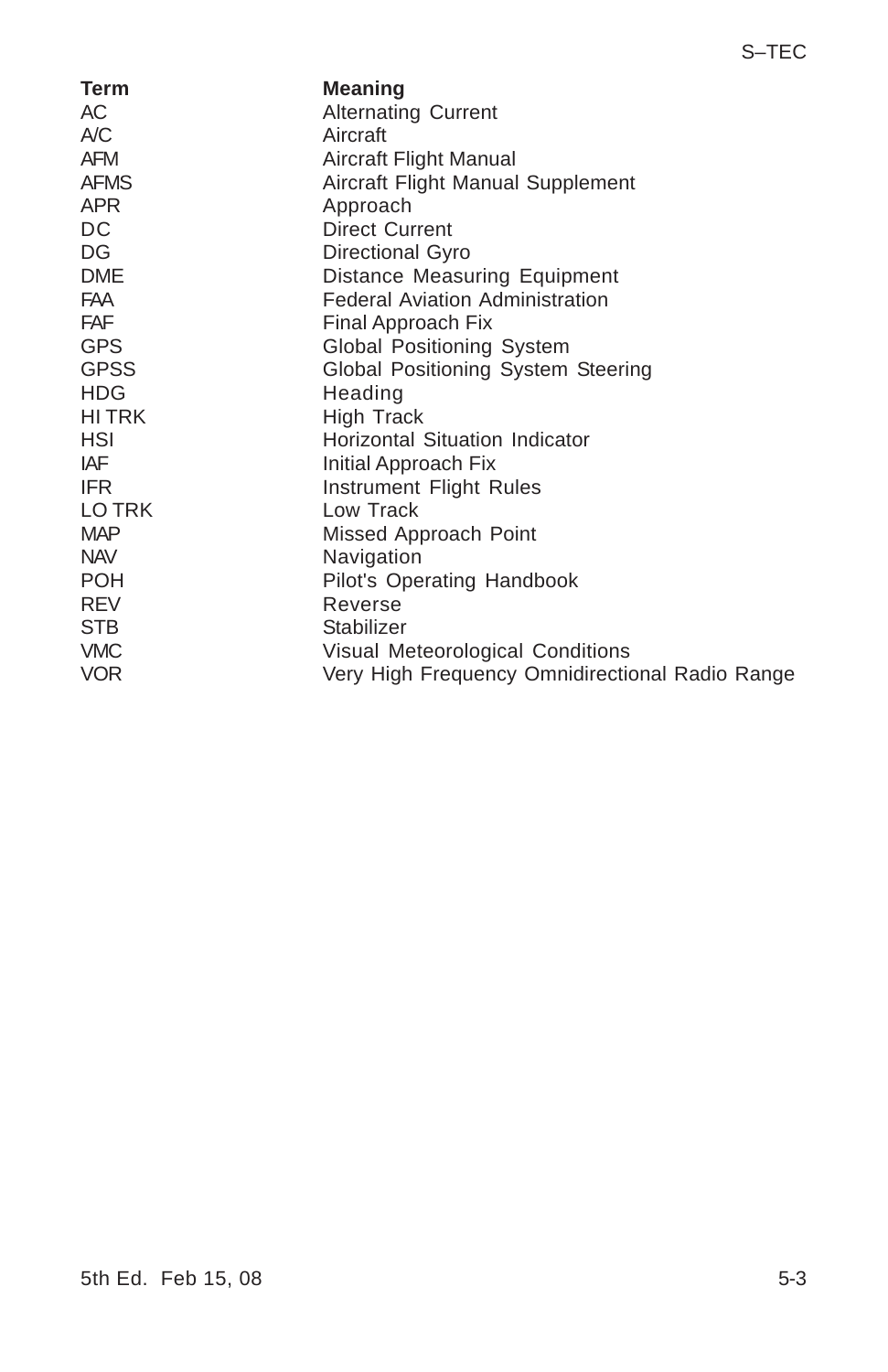| Term | Meaning |
| --- | --- |
| AC | Alternating Current |
| A/C | Aircraft |
| AFM | Aircraft Flight Manual |
| AFMS | Aircraft Flight Manual Supplement |
| APR | Approach |
| DC | Direct Current |
| DG | Directional Gyro |
| DME | Distance Measuring Equipment |
| FAA | Federal Aviation Administration |
| FAF | Final Approach Fix |
| GPS | Global Positioning System |
| GPSS | Global Positioning System Steering |
| HDG | Heading |
| HI TRK | High Track |
| HSI | Horizontal Situation Indicator |
| IAF | Initial Approach Fix |
| IFR | Instrument Flight Rules |
| LO TRK | Low Track |
| MAP | Missed Approach Point |
| NAV | Navigation |
| POH | Pilot's Operating Handbook |
| REV | Reverse |
| STB | Stabilizer |
| VMC | Visual Meteorological Conditions |
| VOR | Very High Frequency Omnidirectional Radio Range |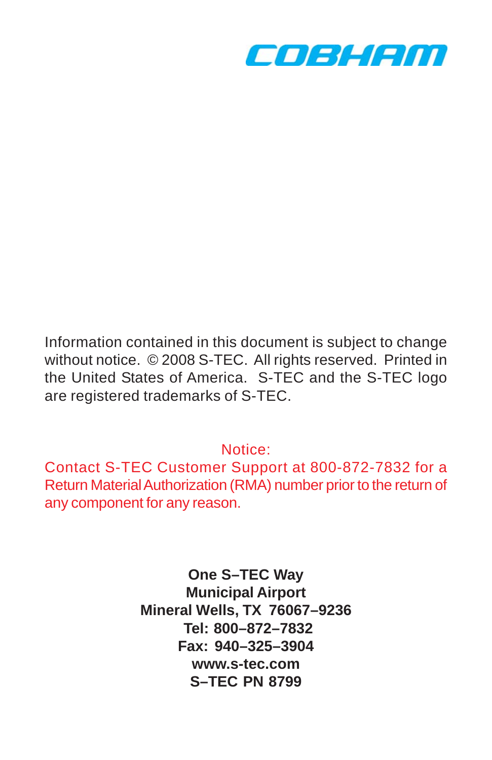COBHAM

Information contained in this document is subject to change without notice. © 2008 S-TEC. All rights reserved. Printed in the United States of America. S-TEC and the S-TEC logo are registered trademarks of S-TEC.

Notice:

Contact S-TEC Customer Support at 800-872-7832 for a Return Material Authorization (RMA) number prior to the return of any component for any reason.

**One S–TEC Way**
**Municipal Airport**
**Mineral Wells, TX 76067–9236**
**Tel: 800–872–7832**
**Fax: 940–325–3904**
**www.s-tec.com**
**S–TEC PN 8799**